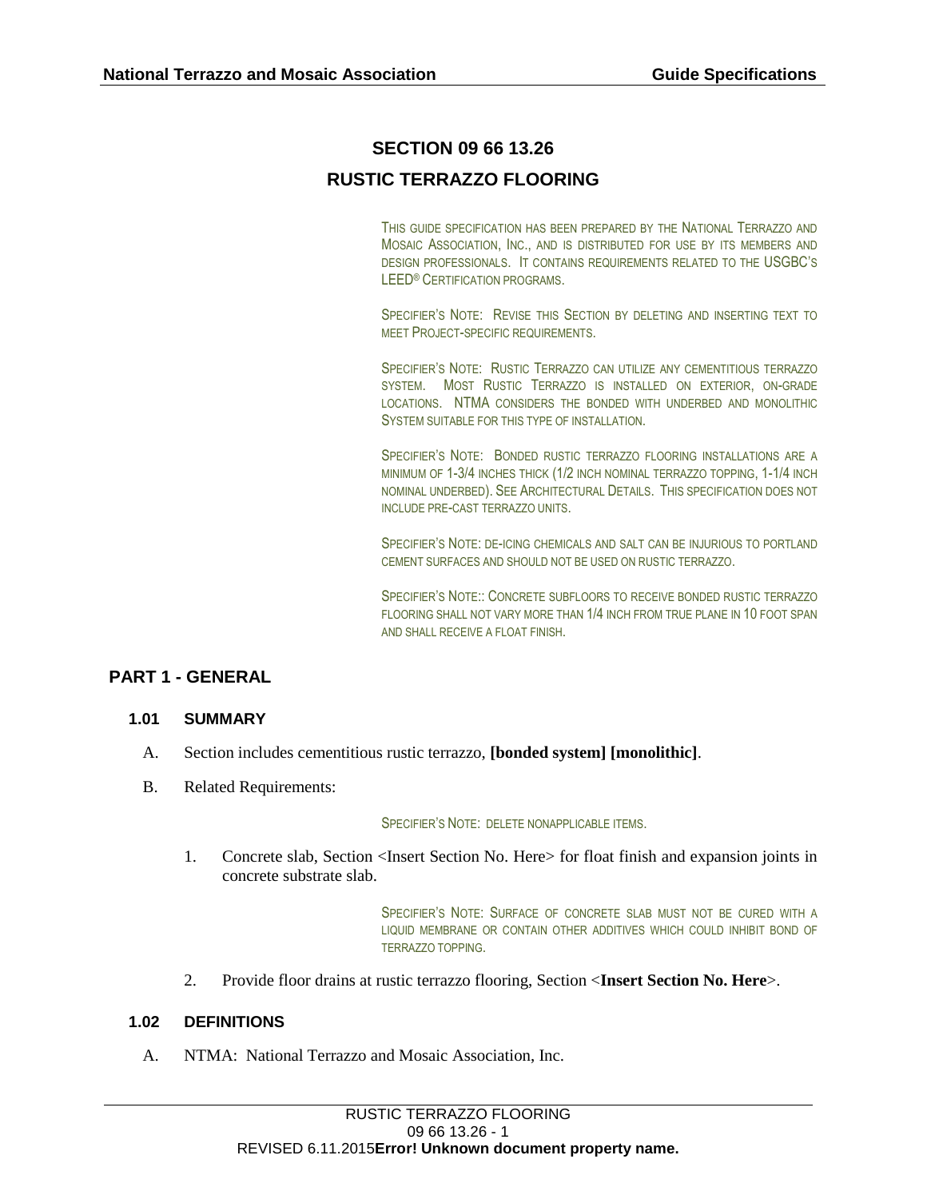# SECTION 09 66 13.26

# RUSTIC TERRAZZO FLOORING

THIS GUIDE SPECIFICATION HAS BEEN PREPARED BY THE NATIONAL TERRAZZO AND MOSAIC ASSOCIATION, INC., AND IS DISTRIBUTED FOR USE BY ITS MEMBERS AND DESIGN PROFESSIONALS. IT CONTAINS REQUIREMENTS RELATED TO THE USGBC'S LEED® CERTIFICATION PROGRAMS.

SPECIFIER'S NOTE: REVISE THIS SECTION BY DELETING AND INSERTING TEXT TO MEET PROJECT-SPECIFIC REQUIREMENTS.

SPECIFIER'S NOTE: RUSTIC TERRAZZO CAN UTILIZE ANY CEMENTITIOUS TERRAZZO SYSTEM. MOST RUSTIC TERRAZZO IS INSTALLED ON EXTERIOR, ON-GRADE LOCATIONS. NTMA CONSIDERS THE BONDED WITH UNDERBED AND MONOLITHIC SYSTEM SUITABLE FOR THIS TYPE OF INSTALLATION.

SPECIFIER'S NOTE: BONDED RUSTIC TERRAZZO FLOORING INSTALLATIONS ARE A MINIMUM OF 1-3/4 INCHES THICK (1/2 INCH NOMINAL TERRAZZO TOPPING, 1-1/4 INCH NOMINAL UNDERBED). SEE ARCHITECTURAL DETAILS. THIS SPECIFICATION DOES NOT INCLUDE PRE-CAST TERRAZZO UNITS.

SPECIFIER'S NOTE: DE-ICING CHEMICALS AND SALT CAN BE INJURIOUS TO PORTLAND CEMENT SURFACES AND SHOULD NOT BE USED ON RUSTIC TERRAZZO.

SPECIFIER'S NOTE:: CONCRETE SUBFLOORS TO RECEIVE BONDED RUSTIC TERRAZZO FLOORING SHALL NOT VARY MORE THAN 1/4 INCH FROM TRUE PLANE IN 10 FOOT SPAN AND SHALL RECEIVE A FLOAT FINISH.

## PART 1 - GENERAL

### 1.01 SUMMARY

A. Section includes cementitious rustic terrazzo, **[bonded system] [monolithic]**.

B. Related Requirements:

SPECIFIER'S NOTE: DELETE NONAPPLICABLE ITEMS.

1. Concrete slab, Section <Insert Section No. Here> for float finish and expansion joints in concrete substrate slab.

SPECIFIER'S NOTE: SURFACE OF CONCRETE SLAB MUST NOT BE CURED WITH A LIQUID MEMBRANE OR CONTAIN OTHER ADDITIVES WHICH COULD INHIBIT BOND OF TERRAZZO TOPPING.

2. Provide floor drains at rustic terrazzo flooring, Section <**Insert Section No. Here**>.

### 1.02 DEFINITIONS

A. NTMA: National Terrazzo and Mosaic Association, Inc.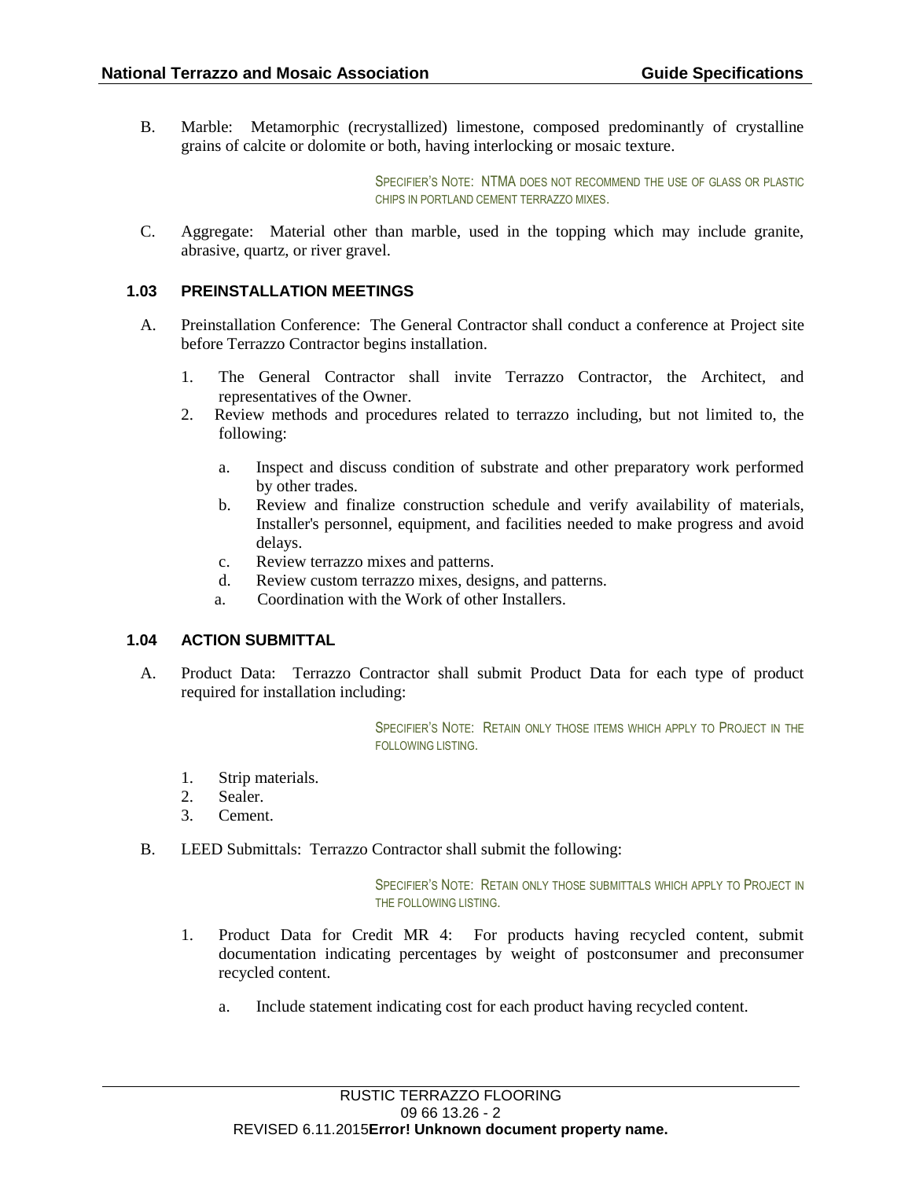B. Marble: Metamorphic (recrystallized) limestone, composed predominantly of crystalline grains of calcite or dolomite or both, having interlocking or mosaic texture.

SPECIFIER'S NOTE: NTMA DOES NOT RECOMMEND THE USE OF GLASS OR PLASTIC CHIPS IN PORTLAND CEMENT TERRAZZO MIXES.

C. Aggregate: Material other than marble, used in the topping which may include granite, abrasive, quartz, or river gravel.

### 1.03 PREINSTALLATION MEETINGS

A. Preinstallation Conference: The General Contractor shall conduct a conference at Project site before Terrazzo Contractor begins installation.

1. The General Contractor shall invite Terrazzo Contractor, the Architect, and representatives of the Owner.
2. Review methods and procedures related to terrazzo including, but not limited to, the following:

   a. Inspect and discuss condition of substrate and other preparatory work performed by other trades.
   b. Review and finalize construction schedule and verify availability of materials, Installer's personnel, equipment, and facilities needed to make progress and avoid delays.
   c. Review terrazzo mixes and patterns.
   d. Review custom terrazzo mixes, designs, and patterns.
   a. Coordination with the Work of other Installers.

### 1.04 ACTION SUBMITTAL

A. Product Data: Terrazzo Contractor shall submit Product Data for each type of product required for installation including:

SPECIFIER'S NOTE: RETAIN ONLY THOSE ITEMS WHICH APPLY TO PROJECT IN THE FOLLOWING LISTING.

1. Strip materials.
2. Sealer.
3. Cement.

B. LEED Submittals: Terrazzo Contractor shall submit the following:

SPECIFIER'S NOTE: RETAIN ONLY THOSE SUBMITTALS WHICH APPLY TO PROJECT IN THE FOLLOWING LISTING.

1. Product Data for Credit MR 4: For products having recycled content, submit documentation indicating percentages by weight of postconsumer and preconsumer recycled content.

   a. Include statement indicating cost for each product having recycled content.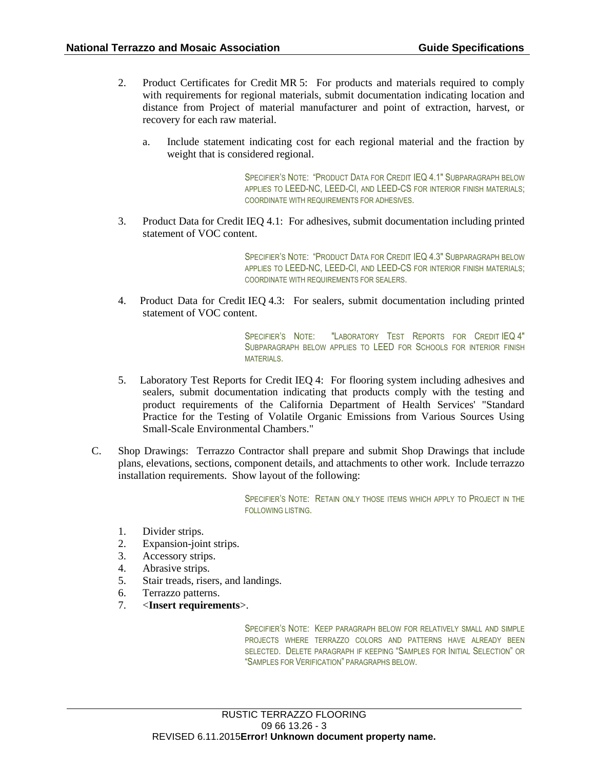2. Product Certificates for Credit MR 5: For products and materials required to comply with requirements for regional materials, submit documentation indicating location and distance from Project of material manufacturer and point of extraction, harvest, or recovery for each raw material.

   a. Include statement indicating cost for each regional material and the fraction by weight that is considered regional.

SPECIFIER'S NOTE: "PRODUCT DATA FOR CREDIT IEQ 4.1" SUBPARAGRAPH BELOW APPLIES TO LEED-NC, LEED-CI, AND LEED-CS FOR INTERIOR FINISH MATERIALS; COORDINATE WITH REQUIREMENTS FOR ADHESIVES.

3. Product Data for Credit IEQ 4.1: For adhesives, submit documentation including printed statement of VOC content.

SPECIFIER'S NOTE: "PRODUCT DATA FOR CREDIT IEQ 4.3" SUBPARAGRAPH BELOW APPLIES TO LEED-NC, LEED-CI, AND LEED-CS FOR INTERIOR FINISH MATERIALS; COORDINATE WITH REQUIREMENTS FOR SEALERS.

4. Product Data for Credit IEQ 4.3: For sealers, submit documentation including printed statement of VOC content.

SPECIFIER'S NOTE: "LABORATORY TEST REPORTS FOR CREDIT IEQ 4" SUBPARAGRAPH BELOW APPLIES TO LEED FOR SCHOOLS FOR INTERIOR FINISH MATERIALS.

5. Laboratory Test Reports for Credit IEQ 4: For flooring system including adhesives and sealers, submit documentation indicating that products comply with the testing and product requirements of the California Department of Health Services' "Standard Practice for the Testing of Volatile Organic Emissions from Various Sources Using Small-Scale Environmental Chambers."

C. Shop Drawings: Terrazzo Contractor shall prepare and submit Shop Drawings that include plans, elevations, sections, component details, and attachments to other work. Include terrazzo installation requirements. Show layout of the following:

SPECIFIER'S NOTE: RETAIN ONLY THOSE ITEMS WHICH APPLY TO PROJECT IN THE FOLLOWING LISTING.

1. Divider strips.
2. Expansion-joint strips.
3. Accessory strips.
4. Abrasive strips.
5. Stair treads, risers, and landings.
6. Terrazzo patterns.
7. <**Insert requirements**>.

SPECIFIER'S NOTE: KEEP PARAGRAPH BELOW FOR RELATIVELY SMALL AND SIMPLE PROJECTS WHERE TERRAZZO COLORS AND PATTERNS HAVE ALREADY BEEN SELECTED. DELETE PARAGRAPH IF KEEPING "SAMPLES FOR INITIAL SELECTION" OR "SAMPLES FOR VERIFICATION" PARAGRAPHS BELOW.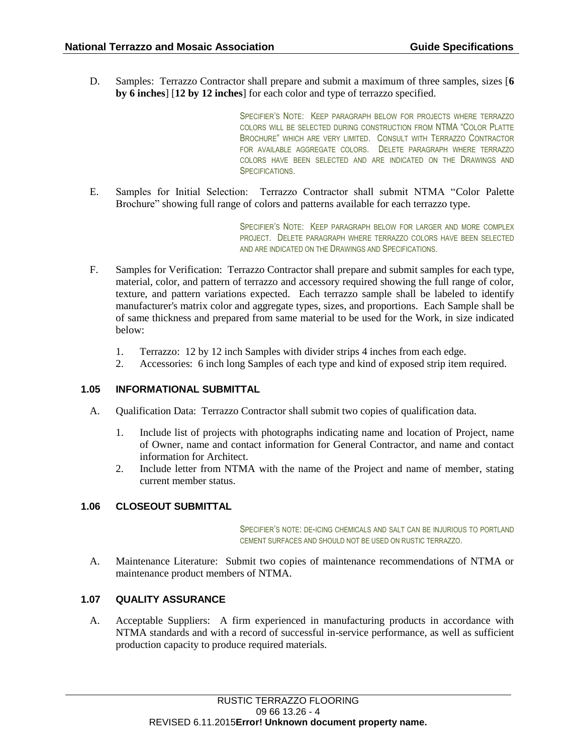D. Samples: Terrazzo Contractor shall prepare and submit a maximum of three samples, sizes [**6 by 6 inches**] [**12 by 12 inches**] for each color and type of terrazzo specified.

SPECIFIER'S NOTE: KEEP PARAGRAPH BELOW FOR PROJECTS WHERE TERRAZZO COLORS WILL BE SELECTED DURING CONSTRUCTION FROM NTMA "COLOR PLATTE BROCHURE" WHICH ARE VERY LIMITED. CONSULT WITH TERRAZZO CONTRACTOR FOR AVAILABLE AGGREGATE COLORS. DELETE PARAGRAPH WHERE TERRAZZO COLORS HAVE BEEN SELECTED AND ARE INDICATED ON THE DRAWINGS AND SPECIFICATIONS.

E. Samples for Initial Selection: Terrazzo Contractor shall submit NTMA "Color Palette Brochure" showing full range of colors and patterns available for each terrazzo type.

SPECIFIER'S NOTE: KEEP PARAGRAPH BELOW FOR LARGER AND MORE COMPLEX PROJECT. DELETE PARAGRAPH WHERE TERRAZZO COLORS HAVE BEEN SELECTED AND ARE INDICATED ON THE DRAWINGS AND SPECIFICATIONS.

F. Samples for Verification: Terrazzo Contractor shall prepare and submit samples for each type, material, color, and pattern of terrazzo and accessory required showing the full range of color, texture, and pattern variations expected. Each terrazzo sample shall be labeled to identify manufacturer's matrix color and aggregate types, sizes, and proportions. Each Sample shall be of same thickness and prepared from same material to be used for the Work, in size indicated below:

1. Terrazzo: 12 by 12 inch Samples with divider strips 4 inches from each edge.
2. Accessories: 6 inch long Samples of each type and kind of exposed strip item required.

### 1.05 INFORMATIONAL SUBMITTAL

A. Qualification Data: Terrazzo Contractor shall submit two copies of qualification data.

1. Include list of projects with photographs indicating name and location of Project, name of Owner, name and contact information for General Contractor, and name and contact information for Architect.
2. Include letter from NTMA with the name of the Project and name of member, stating current member status.

### 1.06 CLOSEOUT SUBMITTAL

SPECIFIER'S NOTE: DE-ICING CHEMICALS AND SALT CAN BE INJURIOUS TO PORTLAND CEMENT SURFACES AND SHOULD NOT BE USED ON RUSTIC TERRAZZO.

A. Maintenance Literature: Submit two copies of maintenance recommendations of NTMA or maintenance product members of NTMA.

### 1.07 QUALITY ASSURANCE

A. Acceptable Suppliers: A firm experienced in manufacturing products in accordance with NTMA standards and with a record of successful in-service performance, as well as sufficient production capacity to produce required materials.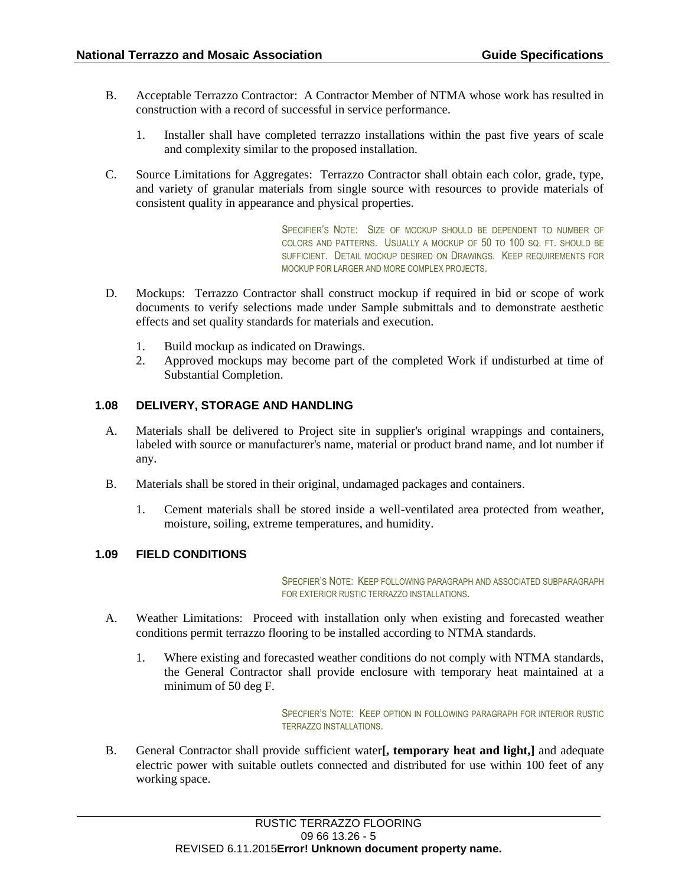B. Acceptable Terrazzo Contractor: A Contractor Member of NTMA whose work has resulted in construction with a record of successful in service performance.

   1. Installer shall have completed terrazzo installations within the past five years of scale and complexity similar to the proposed installation.

C. Source Limitations for Aggregates: Terrazzo Contractor shall obtain each color, grade, type, and variety of granular materials from single source with resources to provide materials of consistent quality in appearance and physical properties.

> SPECIFIER'S NOTE: SIZE OF MOCKUP SHOULD BE DEPENDENT TO NUMBER OF COLORS AND PATTERNS. USUALLY A MOCKUP OF 50 TO 100 SQ. FT. SHOULD BE SUFFICIENT. DETAIL MOCKUP DESIRED ON DRAWINGS. KEEP REQUIREMENTS FOR MOCKUP FOR LARGER AND MORE COMPLEX PROJECTS.

D. Mockups: Terrazzo Contractor shall construct mockup if required in bid or scope of work documents to verify selections made under Sample submittals and to demonstrate aesthetic effects and set quality standards for materials and execution.

   1. Build mockup as indicated on Drawings.
   2. Approved mockups may become part of the completed Work if undisturbed at time of Substantial Completion.

### 1.08 DELIVERY, STORAGE AND HANDLING

A. Materials shall be delivered to Project site in supplier's original wrappings and containers, labeled with source or manufacturer's name, material or product brand name, and lot number if any.

B. Materials shall be stored in their original, undamaged packages and containers.

   1. Cement materials shall be stored inside a well-ventilated area protected from weather, moisture, soiling, extreme temperatures, and humidity.

### 1.09 FIELD CONDITIONS

> SPECFIER'S NOTE: KEEP FOLLOWING PARAGRAPH AND ASSOCIATED SUBPARAGRAPH FOR EXTERIOR RUSTIC TERRAZZO INSTALLATIONS.

A. Weather Limitations: Proceed with installation only when existing and forecasted weather conditions permit terrazzo flooring to be installed according to NTMA standards.

   1. Where existing and forecasted weather conditions do not comply with NTMA standards, the General Contractor shall provide enclosure with temporary heat maintained at a minimum of 50 deg F.

> SPECFIER'S NOTE: KEEP OPTION IN FOLLOWING PARAGRAPH FOR INTERIOR RUSTIC TERRAZZO INSTALLATIONS.

B. General Contractor shall provide sufficient water**[, temporary heat and light,]** and adequate electric power with suitable outlets connected and distributed for use within 100 feet of any working space.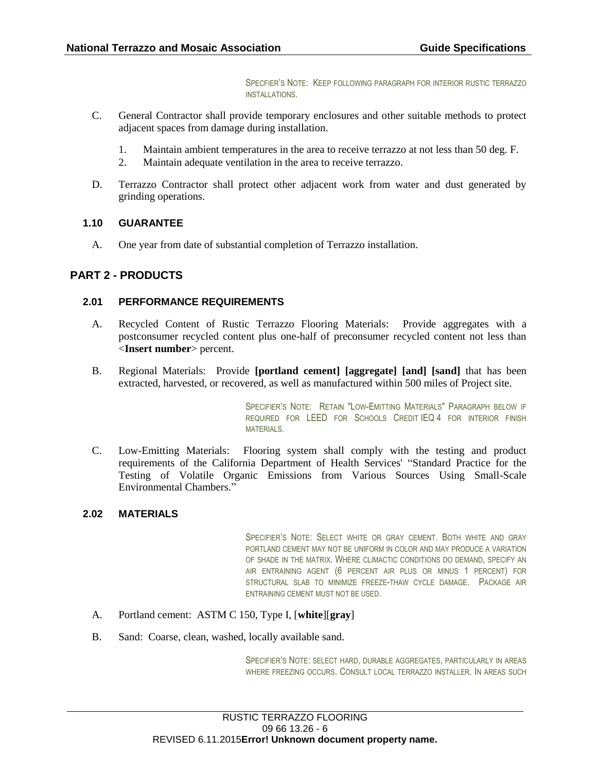SPECFIER'S NOTE: KEEP FOLLOWING PARAGRAPH FOR INTERIOR RUSTIC TERRAZZO INSTALLATIONS.

C. General Contractor shall provide temporary enclosures and other suitable methods to protect adjacent spaces from damage during installation.

1. Maintain ambient temperatures in the area to receive terrazzo at not less than 50 deg. F.
2. Maintain adequate ventilation in the area to receive terrazzo.

D. Terrazzo Contractor shall protect other adjacent work from water and dust generated by grinding operations.

### 1.10 GUARANTEE

A. One year from date of substantial completion of Terrazzo installation.

## PART 2 - PRODUCTS

### 2.01 PERFORMANCE REQUIREMENTS

A. Recycled Content of Rustic Terrazzo Flooring Materials: Provide aggregates with a postconsumer recycled content plus one-half of preconsumer recycled content not less than <**Insert number**> percent.

B. Regional Materials: Provide **[portland cement] [aggregate] [and] [sand]** that has been extracted, harvested, or recovered, as well as manufactured within 500 miles of Project site.

SPECIFIER'S NOTE: RETAIN "LOW-EMITTING MATERIALS" PARAGRAPH BELOW IF REQUIRED FOR LEED FOR SCHOOLS CREDIT IEQ 4 FOR INTERIOR FINISH MATERIALS.

C. Low-Emitting Materials: Flooring system shall comply with the testing and product requirements of the California Department of Health Services' "Standard Practice for the Testing of Volatile Organic Emissions from Various Sources Using Small-Scale Environmental Chambers."

### 2.02 MATERIALS

SPECIFIER'S NOTE: SELECT WHITE OR GRAY CEMENT. BOTH WHITE AND GRAY PORTLAND CEMENT MAY NOT BE UNIFORM IN COLOR AND MAY PRODUCE A VARIATION OF SHADE IN THE MATRIX. WHERE CLIMACTIC CONDITIONS DO DEMAND, SPECIFY AN AIR ENTRAINING AGENT (6 PERCENT AIR PLUS OR MINUS 1 PERCENT) FOR STRUCTURAL SLAB TO MINIMIZE FREEZE-THAW CYCLE DAMAGE. PACKAGE AIR ENTRAINING CEMENT MUST NOT BE USED.

A. Portland cement: ASTM C 150, Type I, [**white**][**gray**]

B. Sand: Coarse, clean, washed, locally available sand.

SPECIFIER'S NOTE: SELECT HARD, DURABLE AGGREGATES, PARTICULARLY IN AREAS WHERE FREEZING OCCURS. CONSULT LOCAL TERRAZZO INSTALLER. IN AREAS SUCH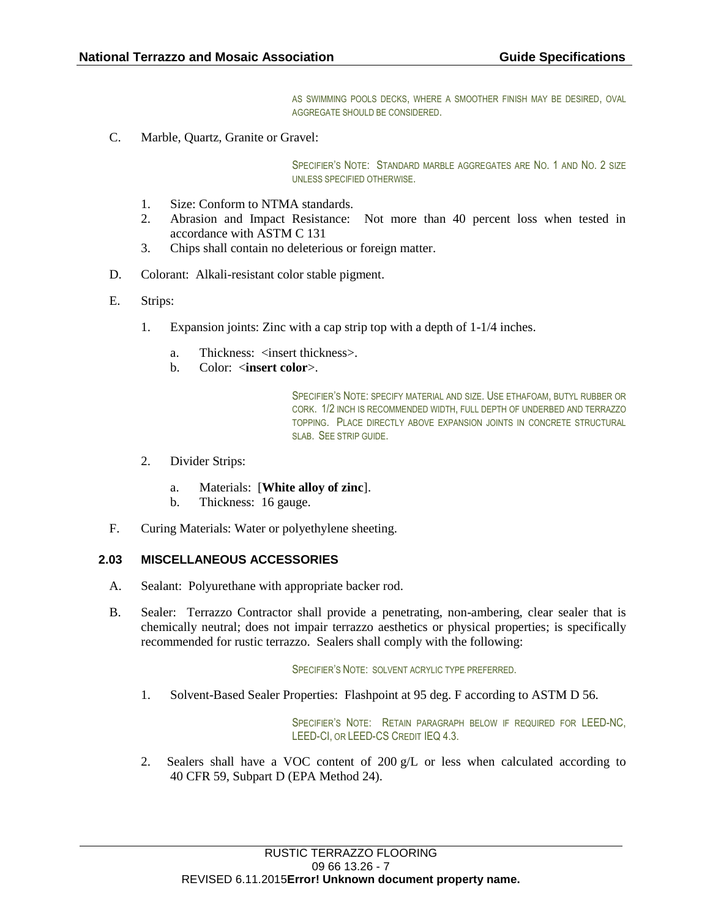AS SWIMMING POOLS DECKS, WHERE A SMOOTHER FINISH MAY BE DESIRED, OVAL AGGREGATE SHOULD BE CONSIDERED.

C. Marble, Quartz, Granite or Gravel:

SPECIFIER'S NOTE: STANDARD MARBLE AGGREGATES ARE NO. 1 AND NO. 2 SIZE UNLESS SPECIFIED OTHERWISE.

1. Size: Conform to NTMA standards.
2. Abrasion and Impact Resistance: Not more than 40 percent loss when tested in accordance with ASTM C 131
3. Chips shall contain no deleterious or foreign matter.

D. Colorant: Alkali-resistant color stable pigment.

E. Strips:

1. Expansion joints: Zinc with a cap strip top with a depth of 1-1/4 inches.

   a. Thickness: <insert thickness>.
   b. Color: <**insert color**>.

SPECIFIER'S NOTE: SPECIFY MATERIAL AND SIZE. USE ETHAFOAM, BUTYL RUBBER OR CORK. 1/2 INCH IS RECOMMENDED WIDTH, FULL DEPTH OF UNDERBED AND TERRAZZO TOPPING. PLACE DIRECTLY ABOVE EXPANSION JOINTS IN CONCRETE STRUCTURAL SLAB. SEE STRIP GUIDE.

2. Divider Strips:

   a. Materials: [**White alloy of zinc**].
   b. Thickness: 16 gauge.

F. Curing Materials: Water or polyethylene sheeting.

### 2.03 MISCELLANEOUS ACCESSORIES

A. Sealant: Polyurethane with appropriate backer rod.

B. Sealer: Terrazzo Contractor shall provide a penetrating, non-ambering, clear sealer that is chemically neutral; does not impair terrazzo aesthetics or physical properties; is specifically recommended for rustic terrazzo. Sealers shall comply with the following:

SPECIFIER'S NOTE: SOLVENT ACRYLIC TYPE PREFERRED.

1. Solvent-Based Sealer Properties: Flashpoint at 95 deg. F according to ASTM D 56.

SPECIFIER'S NOTE: RETAIN PARAGRAPH BELOW IF REQUIRED FOR LEED-NC, LEED-CI, OR LEED-CS CREDIT IEQ 4.3.

2. Sealers shall have a VOC content of 200 g/L or less when calculated according to 40 CFR 59, Subpart D (EPA Method 24).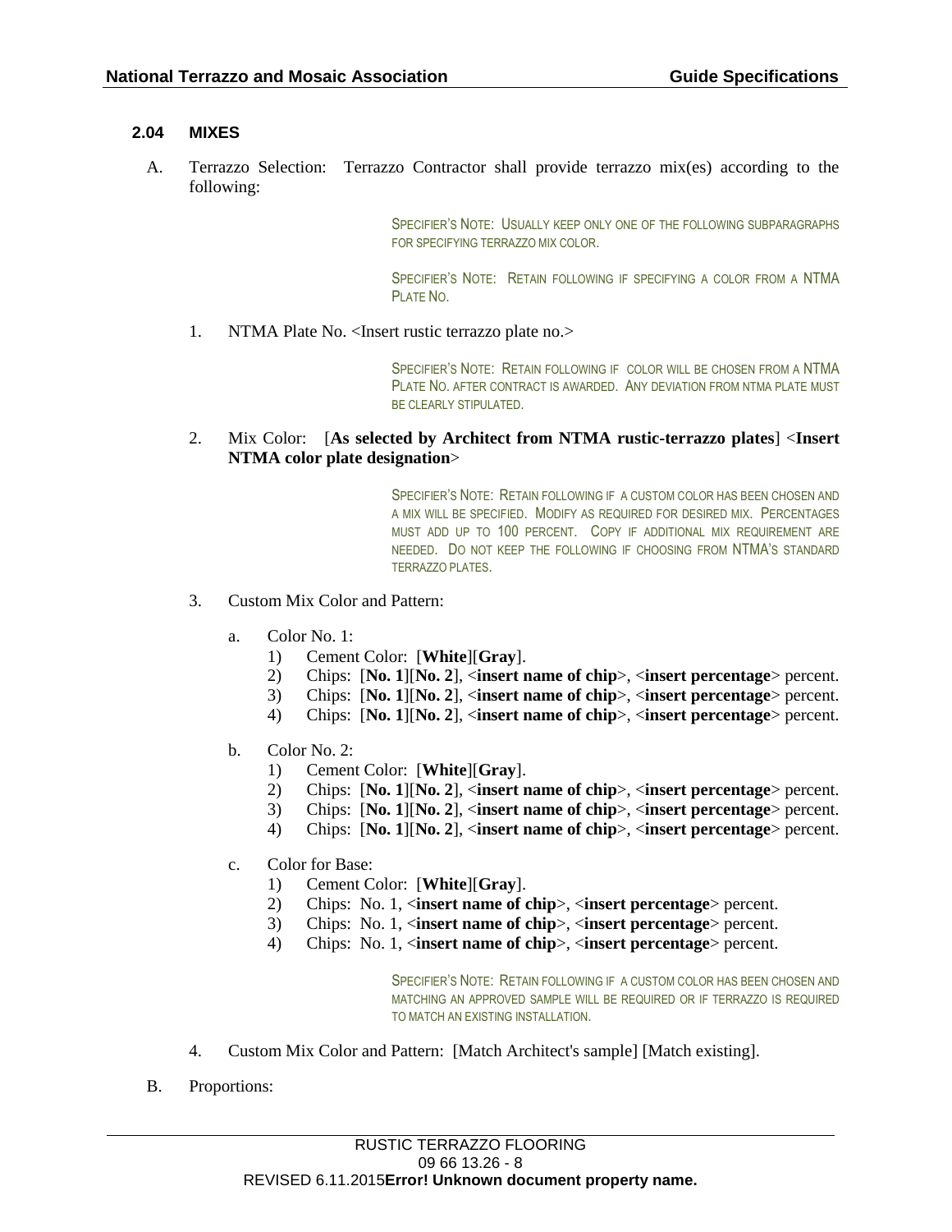## 2.04 MIXES

A. Terrazzo Selection: Terrazzo Contractor shall provide terrazzo mix(es) according to the following:

> SPECIFIER'S NOTE: USUALLY KEEP ONLY ONE OF THE FOLLOWING SUBPARAGRAPHS FOR SPECIFYING TERRAZZO MIX COLOR.

> SPECIFIER'S NOTE: RETAIN FOLLOWING IF SPECIFYING A COLOR FROM A NTMA PLATE NO.

1. NTMA Plate No. <Insert rustic terrazzo plate no.>

> SPECIFIER'S NOTE: RETAIN FOLLOWING IF COLOR WILL BE CHOSEN FROM A NTMA PLATE NO. AFTER CONTRACT IS AWARDED. ANY DEVIATION FROM NTMA PLATE MUST BE CLEARLY STIPULATED.

2. Mix Color: [**As selected by Architect from NTMA rustic-terrazzo plates**] <**Insert NTMA color plate designation**>

> SPECIFIER'S NOTE: RETAIN FOLLOWING IF A CUSTOM COLOR HAS BEEN CHOSEN AND A MIX WILL BE SPECIFIED. MODIFY AS REQUIRED FOR DESIRED MIX. PERCENTAGES MUST ADD UP TO 100 PERCENT. COPY IF ADDITIONAL MIX REQUIREMENT ARE NEEDED. DO NOT KEEP THE FOLLOWING IF CHOOSING FROM NTMA'S STANDARD TERRAZZO PLATES.

3. Custom Mix Color and Pattern:

   a. Color No. 1:
      1) Cement Color: [**White**][**Gray**].
      2) Chips: [**No. 1**][**No. 2**], <**insert name of chip**>, <**insert percentage**> percent.
      3) Chips: [**No. 1**][**No. 2**], <**insert name of chip**>, <**insert percentage**> percent.
      4) Chips: [**No. 1**][**No. 2**], <**insert name of chip**>, <**insert percentage**> percent.

   b. Color No. 2:
      1) Cement Color: [**White**][**Gray**].
      2) Chips: [**No. 1**][**No. 2**], <**insert name of chip**>, <**insert percentage**> percent.
      3) Chips: [**No. 1**][**No. 2**], <**insert name of chip**>, <**insert percentage**> percent.
      4) Chips: [**No. 1**][**No. 2**], <**insert name of chip**>, <**insert percentage**> percent.

   c. Color for Base:
      1) Cement Color: [**White**][**Gray**].
      2) Chips: No. 1, <**insert name of chip**>, <**insert percentage**> percent.
      3) Chips: No. 1, <**insert name of chip**>, <**insert percentage**> percent.
      4) Chips: No. 1, <**insert name of chip**>, <**insert percentage**> percent.

> SPECIFIER'S NOTE: RETAIN FOLLOWING IF A CUSTOM COLOR HAS BEEN CHOSEN AND MATCHING AN APPROVED SAMPLE WILL BE REQUIRED OR IF TERRAZZO IS REQUIRED TO MATCH AN EXISTING INSTALLATION.

4. Custom Mix Color and Pattern: [Match Architect's sample] [Match existing].

B. Proportions: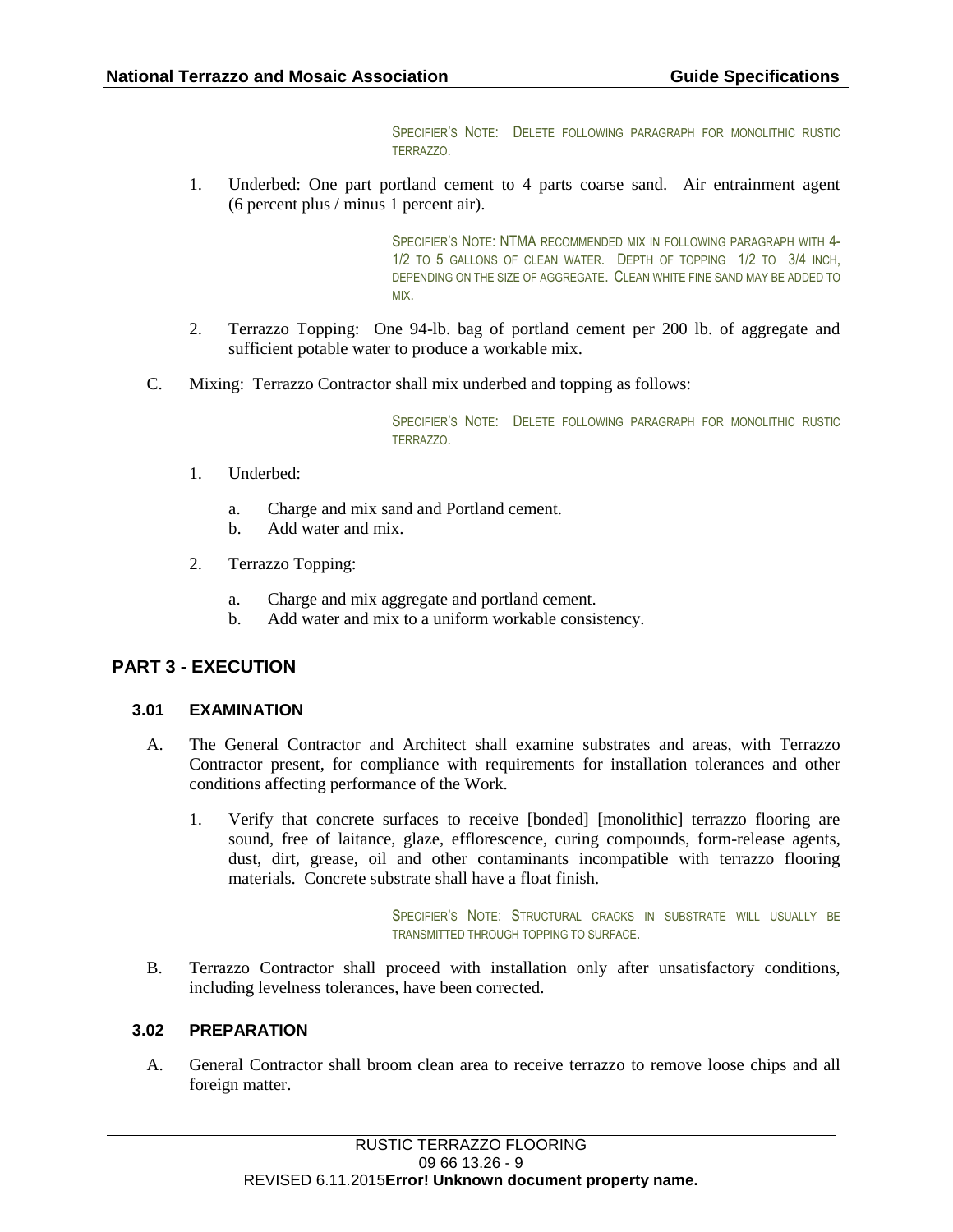SPECIFIER'S NOTE: DELETE FOLLOWING PARAGRAPH FOR MONOLITHIC RUSTIC TERRAZZO.

1. Underbed: One part portland cement to 4 parts coarse sand. Air entrainment agent (6 percent plus / minus 1 percent air).

SPECIFIER'S NOTE: NTMA RECOMMENDED MIX IN FOLLOWING PARAGRAPH WITH 4-1/2 TO 5 GALLONS OF CLEAN WATER. DEPTH OF TOPPING 1/2 TO 3/4 INCH, DEPENDING ON THE SIZE OF AGGREGATE. CLEAN WHITE FINE SAND MAY BE ADDED TO MIX.

2. Terrazzo Topping: One 94-lb. bag of portland cement per 200 lb. of aggregate and sufficient potable water to produce a workable mix.

C. Mixing: Terrazzo Contractor shall mix underbed and topping as follows:

SPECIFIER'S NOTE: DELETE FOLLOWING PARAGRAPH FOR MONOLITHIC RUSTIC TERRAZZO.

1. Underbed:
   a. Charge and mix sand and Portland cement.
   b. Add water and mix.

2. Terrazzo Topping:
   a. Charge and mix aggregate and portland cement.
   b. Add water and mix to a uniform workable consistency.

## PART 3 - EXECUTION

### 3.01 EXAMINATION

A. The General Contractor and Architect shall examine substrates and areas, with Terrazzo Contractor present, for compliance with requirements for installation tolerances and other conditions affecting performance of the Work.

1. Verify that concrete surfaces to receive [bonded] [monolithic] terrazzo flooring are sound, free of laitance, glaze, efflorescence, curing compounds, form-release agents, dust, dirt, grease, oil and other contaminants incompatible with terrazzo flooring materials. Concrete substrate shall have a float finish.

SPECIFIER'S NOTE: STRUCTURAL CRACKS IN SUBSTRATE WILL USUALLY BE TRANSMITTED THROUGH TOPPING TO SURFACE.

B. Terrazzo Contractor shall proceed with installation only after unsatisfactory conditions, including levelness tolerances, have been corrected.

### 3.02 PREPARATION

A. General Contractor shall broom clean area to receive terrazzo to remove loose chips and all foreign matter.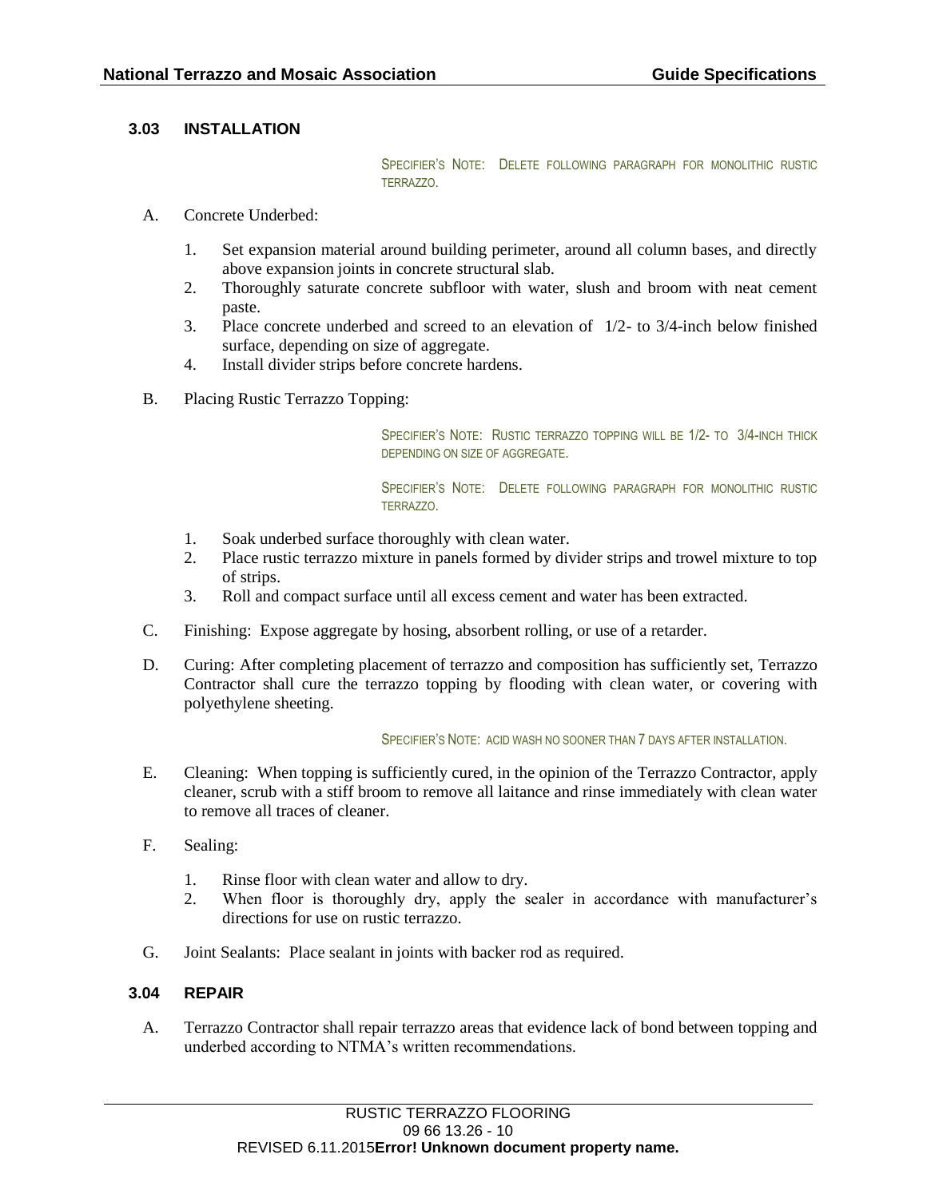### 3.03 INSTALLATION

SPECIFIER'S NOTE: DELETE FOLLOWING PARAGRAPH FOR MONOLITHIC RUSTIC TERRAZZO.

A. Concrete Underbed:

1. Set expansion material around building perimeter, around all column bases, and directly above expansion joints in concrete structural slab.
2. Thoroughly saturate concrete subfloor with water, slush and broom with neat cement paste.
3. Place concrete underbed and screed to an elevation of 1/2- to 3/4-inch below finished surface, depending on size of aggregate.
4. Install divider strips before concrete hardens.

B. Placing Rustic Terrazzo Topping:

SPECIFIER'S NOTE: RUSTIC TERRAZZO TOPPING WILL BE 1/2- TO 3/4-INCH THICK DEPENDING ON SIZE OF AGGREGATE.

SPECIFIER'S NOTE: DELETE FOLLOWING PARAGRAPH FOR MONOLITHIC RUSTIC TERRAZZO.

1. Soak underbed surface thoroughly with clean water.
2. Place rustic terrazzo mixture in panels formed by divider strips and trowel mixture to top of strips.
3. Roll and compact surface until all excess cement and water has been extracted.

C. Finishing: Expose aggregate by hosing, absorbent rolling, or use of a retarder.

D. Curing: After completing placement of terrazzo and composition has sufficiently set, Terrazzo Contractor shall cure the terrazzo topping by flooding with clean water, or covering with polyethylene sheeting.

SPECIFIER'S NOTE: ACID WASH NO SOONER THAN 7 DAYS AFTER INSTALLATION.

E. Cleaning: When topping is sufficiently cured, in the opinion of the Terrazzo Contractor, apply cleaner, scrub with a stiff broom to remove all laitance and rinse immediately with clean water to remove all traces of cleaner.

F. Sealing:

1. Rinse floor with clean water and allow to dry.
2. When floor is thoroughly dry, apply the sealer in accordance with manufacturer's directions for use on rustic terrazzo.

G. Joint Sealants: Place sealant in joints with backer rod as required.

### 3.04 REPAIR

A. Terrazzo Contractor shall repair terrazzo areas that evidence lack of bond between topping and underbed according to NTMA's written recommendations.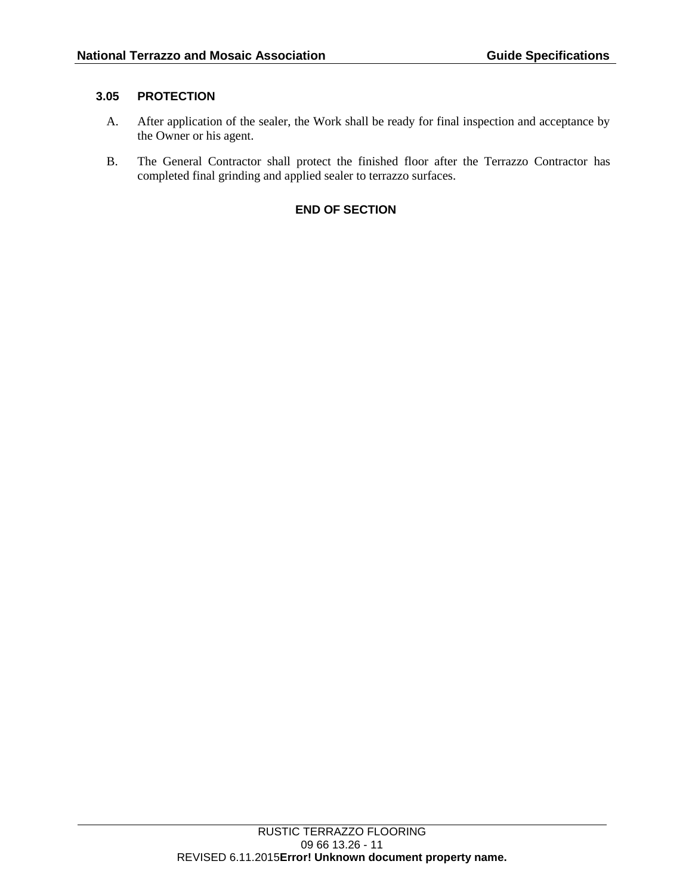### 3.05 PROTECTION

A. After application of the sealer, the Work shall be ready for final inspection and acceptance by the Owner or his agent.

B. The General Contractor shall protect the finished floor after the Terrazzo Contractor has completed final grinding and applied sealer to terrazzo surfaces.

**END OF SECTION**